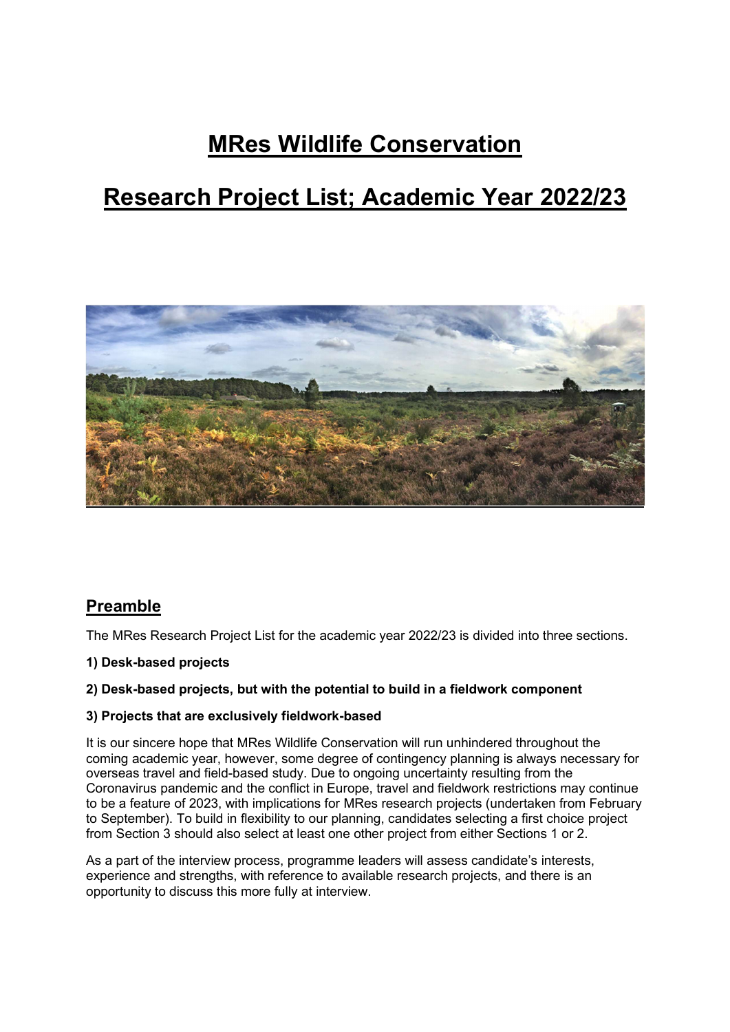# MRes Wildlife Conservation

# Research Project List; Academic Year 2022/23

## Preamble

The MRes Research Project List for the academic year 2022/23 is divided into three sections.

**1) Desk-based projects**

**2) Desk-based projects, but with the potential to build in a fieldwork component**

**3) Projects that are exclusively fieldwork-based**

It is our sincere hope that MRes Wildlife Conservation will run unhindered throughout the coming academic year, however, some degree of contingency planning is always necessary for overseas travel and field-based study. Due to ongoing uncertainty resulting from the Coronavirus pandemic and the conflict in Europe, travel and fieldwork restrictions may continue to be a feature of 2023, with implications for MRes research projects (undertaken from February to September). To build in flexibility to our planning, candidates selecting a first choice project from Section 3 should also select at least one other project from either Sections 1 or 2.

As a part of the interview process, programme leaders will assess candidate's interests, experience and strengths, with reference to available research projects, and there is an opportunity to discuss this more fully at interview.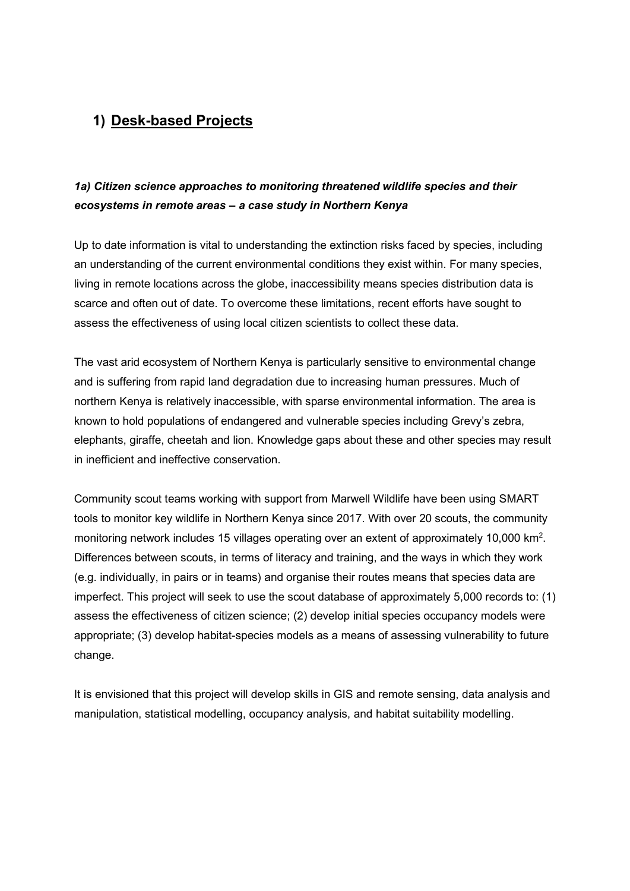## 1) Desk-based Projects

### *1a) Citizen science approaches to monitoring threatened wildlife species and their ecosystems in remote areas – a case study in Northern Kenya*

Up to date information is vital to understanding the extinction risks faced by species, including an understanding of the current environmental conditions they exist within. For many species, living in remote locations across the globe, inaccessibility means species distribution data is scarce and often out of date. To overcome these limitations, recent efforts have sought to assess the effectiveness of using local citizen scientists to collect these data.

The vast arid ecosystem of Northern Kenya is particularly sensitive to environmental change and is suffering from rapid land degradation due to increasing human pressures. Much of northern Kenya is relatively inaccessible, with sparse environmental information. The area is known to hold populations of endangered and vulnerable species including Grevy's zebra, elephants, giraffe, cheetah and lion. Knowledge gaps about these and other species may result in inefficient and ineffective conservation.

Community scout teams working with support from Marwell Wildlife have been using SMART tools to monitor key wildlife in Northern Kenya since 2017. With over 20 scouts, the community monitoring network includes 15 villages operating over an extent of approximately 10,000 $km^2$. Differences between scouts, in terms of literacy and training, and the ways in which they work (e.g. individually, in pairs or in teams) and organise their routes means that species data are imperfect. This project will seek to use the scout database of approximately 5,000 records to: (1) assess the effectiveness of citizen science; (2) develop initial species occupancy models were appropriate; (3) develop habitat-species models as a means of assessing vulnerability to future change.

It is envisioned that this project will develop skills in GIS and remote sensing, data analysis and manipulation, statistical modelling, occupancy analysis, and habitat suitability modelling.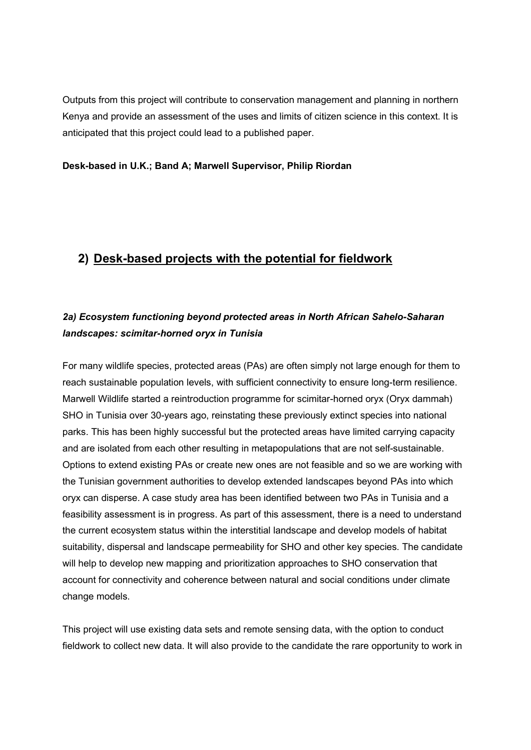Outputs from this project will contribute to conservation management and planning in northern Kenya and provide an assessment of the uses and limits of citizen science in this context. It is anticipated that this project could lead to a published paper.

**Desk-based in U.K.; Band A; Marwell Supervisor, Philip Riordan**

## 2) Desk-based projects with the potential for fieldwork

### *2a) Ecosystem functioning beyond protected areas in North African Sahelo-Saharan landscapes: scimitar-horned oryx in Tunisia*

For many wildlife species, protected areas (PAs) are often simply not large enough for them to reach sustainable population levels, with sufficient connectivity to ensure long-term resilience. Marwell Wildlife started a reintroduction programme for scimitar-horned oryx (Oryx dammah) SHO in Tunisia over 30-years ago, reinstating these previously extinct species into national parks. This has been highly successful but the protected areas have limited carrying capacity and are isolated from each other resulting in metapopulations that are not self-sustainable. Options to extend existing PAs or create new ones are not feasible and so we are working with the Tunisian government authorities to develop extended landscapes beyond PAs into which oryx can disperse. A case study area has been identified between two PAs in Tunisia and a feasibility assessment is in progress. As part of this assessment, there is a need to understand the current ecosystem status within the interstitial landscape and develop models of habitat suitability, dispersal and landscape permeability for SHO and other key species. The candidate will help to develop new mapping and prioritization approaches to SHO conservation that account for connectivity and coherence between natural and social conditions under climate change models.

This project will use existing data sets and remote sensing data, with the option to conduct fieldwork to collect new data. It will also provide to the candidate the rare opportunity to work in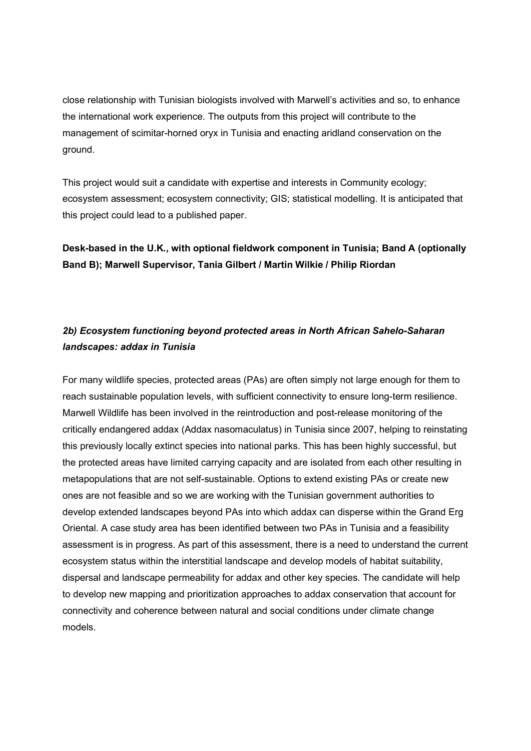close relationship with Tunisian biologists involved with Marwell's activities and so, to enhance the international work experience. The outputs from this project will contribute to the management of scimitar-horned oryx in Tunisia and enacting aridland conservation on the ground.

This project would suit a candidate with expertise and interests in Community ecology; ecosystem assessment; ecosystem connectivity; GIS; statistical modelling. It is anticipated that this project could lead to a published paper.

**Desk-based in the U.K., with optional fieldwork component in Tunisia; Band A (optionally Band B); Marwell Supervisor, Tania Gilbert / Martin Wilkie / Philip Riordan**

### *2b) Ecosystem functioning beyond protected areas in North African Sahelo-Saharan landscapes: addax in Tunisia*

For many wildlife species, protected areas (PAs) are often simply not large enough for them to reach sustainable population levels, with sufficient connectivity to ensure long-term resilience. Marwell Wildlife has been involved in the reintroduction and post-release monitoring of the critically endangered addax (Addax nasomaculatus) in Tunisia since 2007, helping to reinstating this previously locally extinct species into national parks. This has been highly successful, but the protected areas have limited carrying capacity and are isolated from each other resulting in metapopulations that are not self-sustainable. Options to extend existing PAs or create new ones are not feasible and so we are working with the Tunisian government authorities to develop extended landscapes beyond PAs into which addax can disperse within the Grand Erg Oriental. A case study area has been identified between two PAs in Tunisia and a feasibility assessment is in progress. As part of this assessment, there is a need to understand the current ecosystem status within the interstitial landscape and develop models of habitat suitability, dispersal and landscape permeability for addax and other key species. The candidate will help to develop new mapping and prioritization approaches to addax conservation that account for connectivity and coherence between natural and social conditions under climate change models.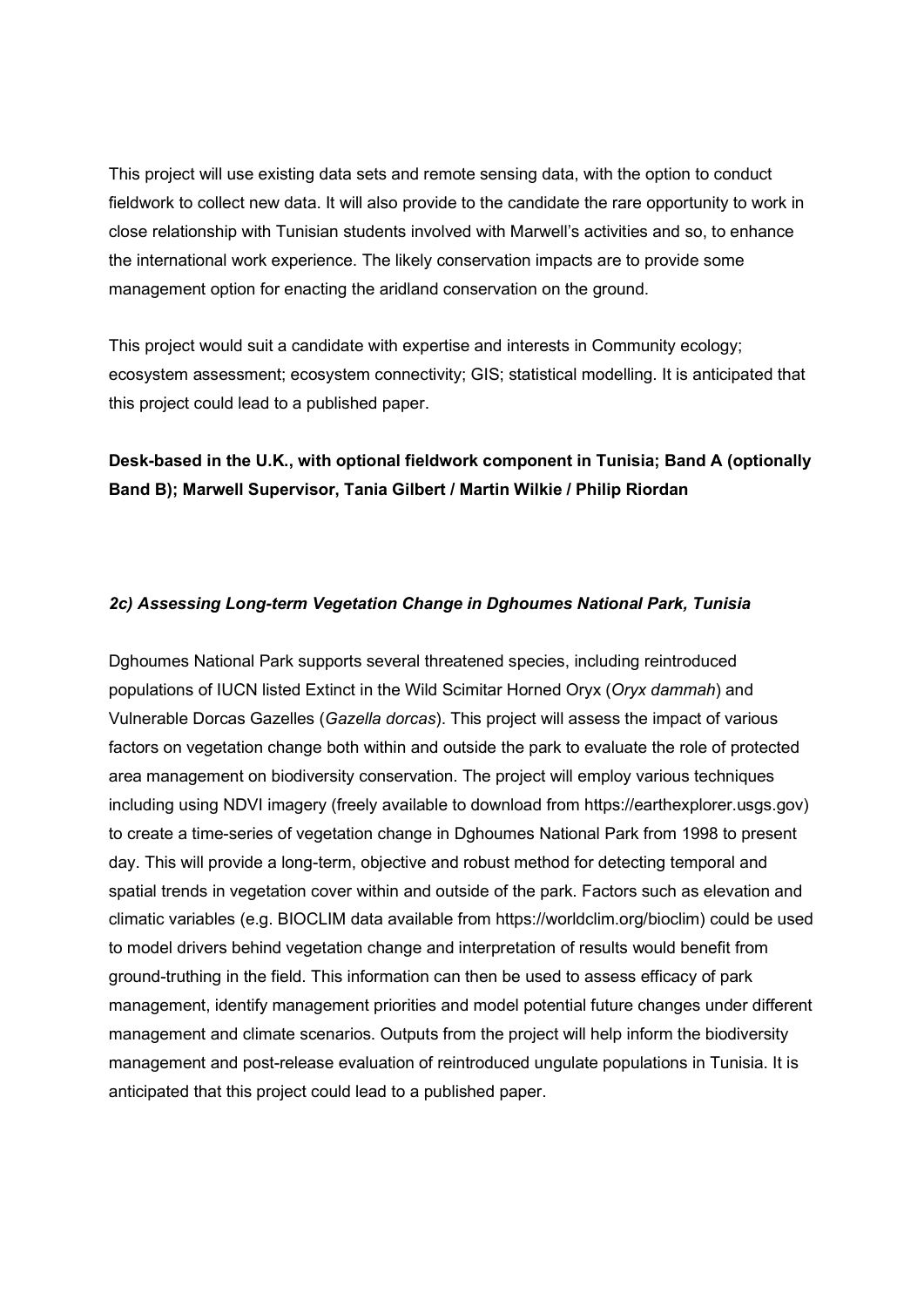This project will use existing data sets and remote sensing data, with the option to conduct fieldwork to collect new data. It will also provide to the candidate the rare opportunity to work in close relationship with Tunisian students involved with Marwell's activities and so, to enhance the international work experience. The likely conservation impacts are to provide some management option for enacting the aridland conservation on the ground.

This project would suit a candidate with expertise and interests in Community ecology; ecosystem assessment; ecosystem connectivity; GIS; statistical modelling. It is anticipated that this project could lead to a published paper.

**Desk-based in the U.K., with optional fieldwork component in Tunisia; Band A (optionally Band B); Marwell Supervisor, Tania Gilbert / Martin Wilkie / Philip Riordan**

### *2c) Assessing Long-term Vegetation Change in Dghoumes National Park, Tunisia*

Dghoumes National Park supports several threatened species, including reintroduced populations of IUCN listed Extinct in the Wild Scimitar Horned Oryx (*Oryx dammah*) and Vulnerable Dorcas Gazelles (*Gazella dorcas*). This project will assess the impact of various factors on vegetation change both within and outside the park to evaluate the role of protected area management on biodiversity conservation. The project will employ various techniques including using NDVI imagery (freely available to download from https://earthexplorer.usgs.gov) to create a time-series of vegetation change in Dghoumes National Park from 1998 to present day. This will provide a long-term, objective and robust method for detecting temporal and spatial trends in vegetation cover within and outside of the park. Factors such as elevation and climatic variables (e.g. BIOCLIM data available from https://worldclim.org/bioclim) could be used to model drivers behind vegetation change and interpretation of results would benefit from ground-truthing in the field. This information can then be used to assess efficacy of park management, identify management priorities and model potential future changes under different management and climate scenarios. Outputs from the project will help inform the biodiversity management and post-release evaluation of reintroduced ungulate populations in Tunisia. It is anticipated that this project could lead to a published paper.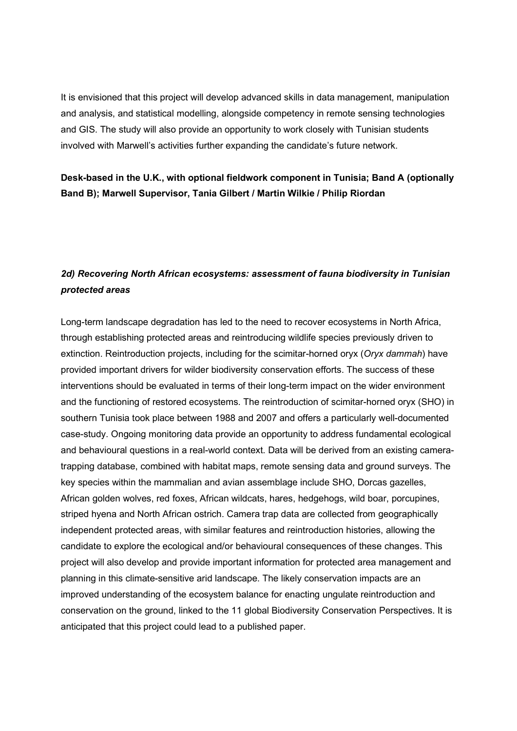It is envisioned that this project will develop advanced skills in data management, manipulation and analysis, and statistical modelling, alongside competency in remote sensing technologies and GIS. The study will also provide an opportunity to work closely with Tunisian students involved with Marwell's activities further expanding the candidate's future network.

**Desk-based in the U.K., with optional fieldwork component in Tunisia; Band A (optionally Band B); Marwell Supervisor, Tania Gilbert / Martin Wilkie / Philip Riordan**

### *2d) Recovering North African ecosystems: assessment of fauna biodiversity in Tunisian protected areas*

Long-term landscape degradation has led to the need to recover ecosystems in North Africa, through establishing protected areas and reintroducing wildlife species previously driven to extinction. Reintroduction projects, including for the scimitar-horned oryx (*Oryx dammah*) have provided important drivers for wilder biodiversity conservation efforts. The success of these interventions should be evaluated in terms of their long-term impact on the wider environment and the functioning of restored ecosystems. The reintroduction of scimitar-horned oryx (SHO) in southern Tunisia took place between 1988 and 2007 and offers a particularly well-documented case-study. Ongoing monitoring data provide an opportunity to address fundamental ecological and behavioural questions in a real-world context. Data will be derived from an existing camera-trapping database, combined with habitat maps, remote sensing data and ground surveys. The key species within the mammalian and avian assemblage include SHO, Dorcas gazelles, African golden wolves, red foxes, African wildcats, hares, hedgehogs, wild boar, porcupines, striped hyena and North African ostrich. Camera trap data are collected from geographically independent protected areas, with similar features and reintroduction histories, allowing the candidate to explore the ecological and/or behavioural consequences of these changes. This project will also develop and provide important information for protected area management and planning in this climate-sensitive arid landscape. The likely conservation impacts are an improved understanding of the ecosystem balance for enacting ungulate reintroduction and conservation on the ground, linked to the 11 global Biodiversity Conservation Perspectives. It is anticipated that this project could lead to a published paper.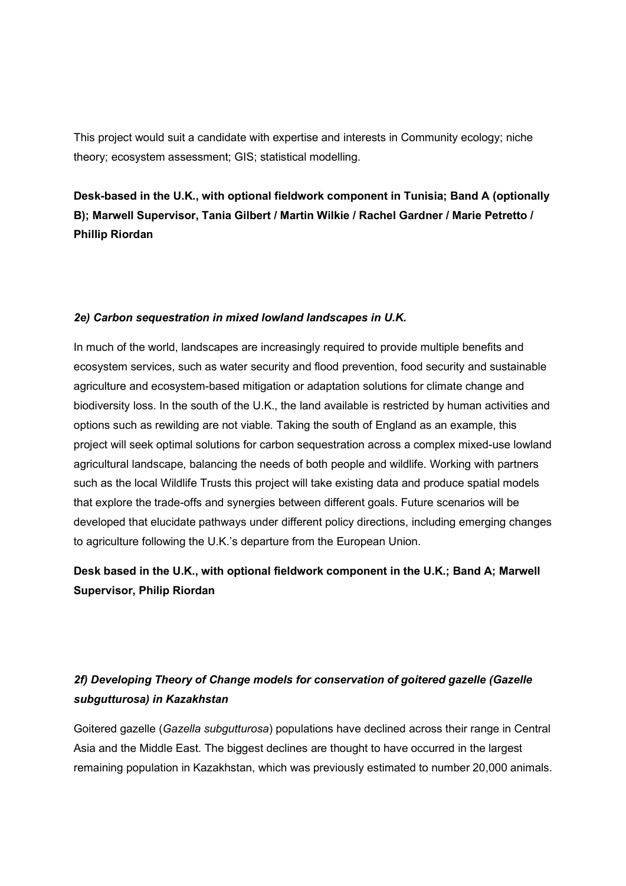This project would suit a candidate with expertise and interests in Community ecology; niche theory; ecosystem assessment; GIS; statistical modelling.

**Desk-based in the U.K., with optional fieldwork component in Tunisia; Band A (optionally B); Marwell Supervisor, Tania Gilbert / Martin Wilkie / Rachel Gardner / Marie Petretto / Phillip Riordan**

### *2e) Carbon sequestration in mixed lowland landscapes in U.K.*

In much of the world, landscapes are increasingly required to provide multiple benefits and ecosystem services, such as water security and flood prevention, food security and sustainable agriculture and ecosystem-based mitigation or adaptation solutions for climate change and biodiversity loss. In the south of the U.K., the land available is restricted by human activities and options such as rewilding are not viable. Taking the south of England as an example, this project will seek optimal solutions for carbon sequestration across a complex mixed-use lowland agricultural landscape, balancing the needs of both people and wildlife. Working with partners such as the local Wildlife Trusts this project will take existing data and produce spatial models that explore the trade-offs and synergies between different goals. Future scenarios will be developed that elucidate pathways under different policy directions, including emerging changes to agriculture following the U.K.'s departure from the European Union.

**Desk based in the U.K., with optional fieldwork component in the U.K.; Band A; Marwell Supervisor, Philip Riordan**

### *2f) Developing Theory of Change models for conservation of goitered gazelle (Gazelle subgutturosa) in Kazakhstan*

Goitered gazelle (*Gazella subgutturosa*) populations have declined across their range in Central Asia and the Middle East. The biggest declines are thought to have occurred in the largest remaining population in Kazakhstan, which was previously estimated to number 20,000 animals.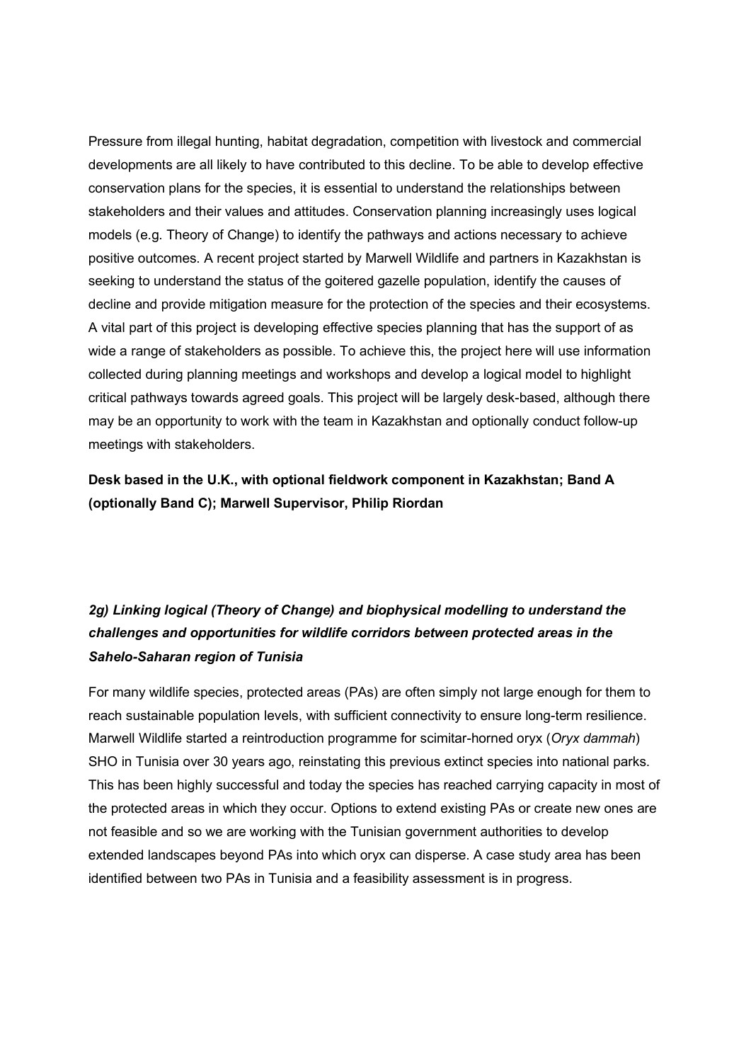Pressure from illegal hunting, habitat degradation, competition with livestock and commercial developments are all likely to have contributed to this decline. To be able to develop effective conservation plans for the species, it is essential to understand the relationships between stakeholders and their values and attitudes. Conservation planning increasingly uses logical models (e.g. Theory of Change) to identify the pathways and actions necessary to achieve positive outcomes. A recent project started by Marwell Wildlife and partners in Kazakhstan is seeking to understand the status of the goitered gazelle population, identify the causes of decline and provide mitigation measure for the protection of the species and their ecosystems. A vital part of this project is developing effective species planning that has the support of as wide a range of stakeholders as possible. To achieve this, the project here will use information collected during planning meetings and workshops and develop a logical model to highlight critical pathways towards agreed goals. This project will be largely desk-based, although there may be an opportunity to work with the team in Kazakhstan and optionally conduct follow-up meetings with stakeholders.

**Desk based in the U.K., with optional fieldwork component in Kazakhstan; Band A (optionally Band C); Marwell Supervisor, Philip Riordan**

### *2g) Linking logical (Theory of Change) and biophysical modelling to understand the challenges and opportunities for wildlife corridors between protected areas in the Sahelo-Saharan region of Tunisia*

For many wildlife species, protected areas (PAs) are often simply not large enough for them to reach sustainable population levels, with sufficient connectivity to ensure long-term resilience. Marwell Wildlife started a reintroduction programme for scimitar-horned oryx (*Oryx dammah*) SHO in Tunisia over 30 years ago, reinstating this previous extinct species into national parks. This has been highly successful and today the species has reached carrying capacity in most of the protected areas in which they occur. Options to extend existing PAs or create new ones are not feasible and so we are working with the Tunisian government authorities to develop extended landscapes beyond PAs into which oryx can disperse. A case study area has been identified between two PAs in Tunisia and a feasibility assessment is in progress.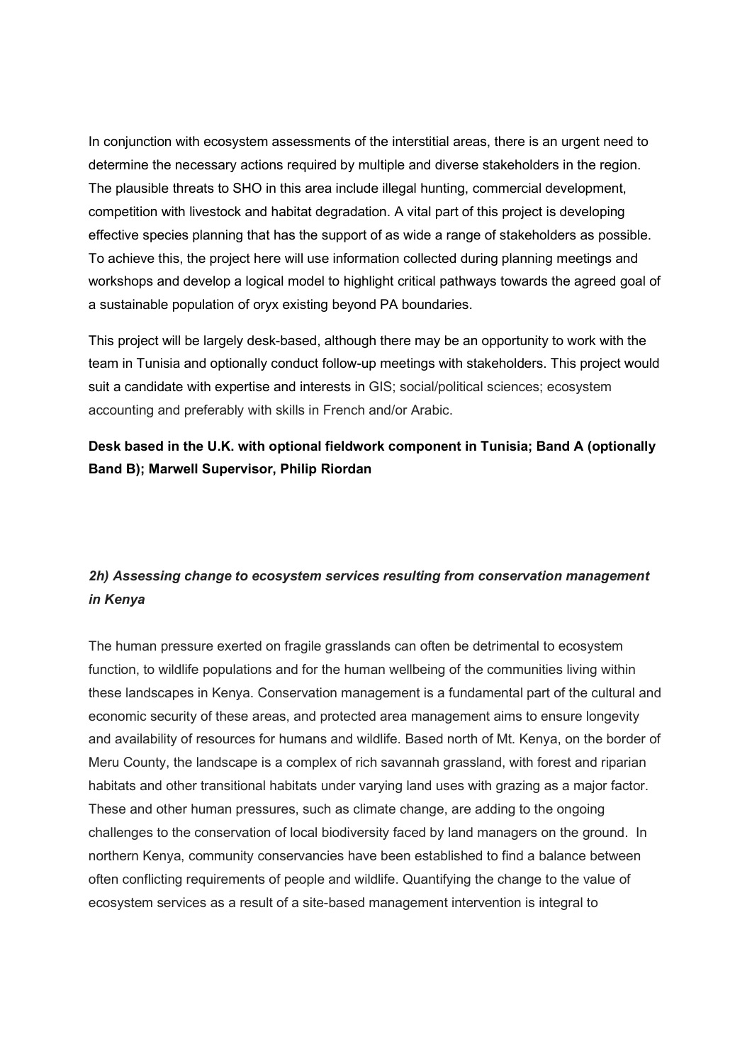In conjunction with ecosystem assessments of the interstitial areas, there is an urgent need to determine the necessary actions required by multiple and diverse stakeholders in the region. The plausible threats to SHO in this area include illegal hunting, commercial development, competition with livestock and habitat degradation. A vital part of this project is developing effective species planning that has the support of as wide a range of stakeholders as possible. To achieve this, the project here will use information collected during planning meetings and workshops and develop a logical model to highlight critical pathways towards the agreed goal of a sustainable population of oryx existing beyond PA boundaries.

This project will be largely desk-based, although there may be an opportunity to work with the team in Tunisia and optionally conduct follow-up meetings with stakeholders. This project would suit a candidate with expertise and interests in GIS; social/political sciences; ecosystem accounting and preferably with skills in French and/or Arabic.

**Desk based in the U.K. with optional fieldwork component in Tunisia; Band A (optionally Band B); Marwell Supervisor, Philip Riordan**

### *2h) Assessing change to ecosystem services resulting from conservation management in Kenya*

The human pressure exerted on fragile grasslands can often be detrimental to ecosystem function, to wildlife populations and for the human wellbeing of the communities living within these landscapes in Kenya. Conservation management is a fundamental part of the cultural and economic security of these areas, and protected area management aims to ensure longevity and availability of resources for humans and wildlife. Based north of Mt. Kenya, on the border of Meru County, the landscape is a complex of rich savannah grassland, with forest and riparian habitats and other transitional habitats under varying land uses with grazing as a major factor. These and other human pressures, such as climate change, are adding to the ongoing challenges to the conservation of local biodiversity faced by land managers on the ground. In northern Kenya, community conservancies have been established to find a balance between often conflicting requirements of people and wildlife. Quantifying the change to the value of ecosystem services as a result of a site-based management intervention is integral to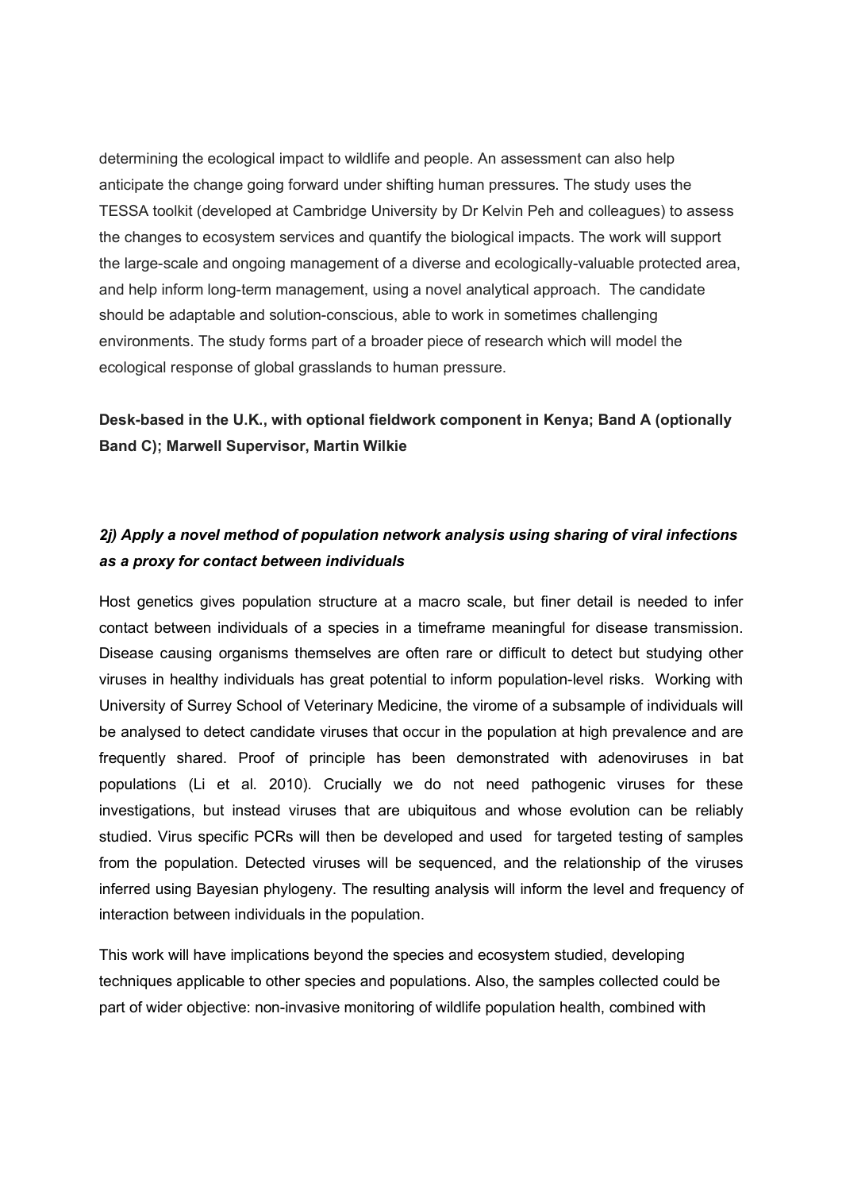determining the ecological impact to wildlife and people. An assessment can also help anticipate the change going forward under shifting human pressures. The study uses the TESSA toolkit (developed at Cambridge University by Dr Kelvin Peh and colleagues) to assess the changes to ecosystem services and quantify the biological impacts. The work will support the large-scale and ongoing management of a diverse and ecologically-valuable protected area, and help inform long-term management, using a novel analytical approach. The candidate should be adaptable and solution-conscious, able to work in sometimes challenging environments. The study forms part of a broader piece of research which will model the ecological response of global grasslands to human pressure.

**Desk-based in the U.K., with optional fieldwork component in Kenya; Band A (optionally Band C); Marwell Supervisor, Martin Wilkie**

### *2j) Apply a novel method of population network analysis using sharing of viral infections as a proxy for contact between individuals*

Host genetics gives population structure at a macro scale, but finer detail is needed to infer contact between individuals of a species in a timeframe meaningful for disease transmission. Disease causing organisms themselves are often rare or difficult to detect but studying other viruses in healthy individuals has great potential to inform population-level risks. Working with University of Surrey School of Veterinary Medicine, the virome of a subsample of individuals will be analysed to detect candidate viruses that occur in the population at high prevalence and are frequently shared. Proof of principle has been demonstrated with adenoviruses in bat populations (Li et al. 2010). Crucially we do not need pathogenic viruses for these investigations, but instead viruses that are ubiquitous and whose evolution can be reliably studied. Virus specific PCRs will then be developed and used for targeted testing of samples from the population. Detected viruses will be sequenced, and the relationship of the viruses inferred using Bayesian phylogeny. The resulting analysis will inform the level and frequency of interaction between individuals in the population.

This work will have implications beyond the species and ecosystem studied, developing techniques applicable to other species and populations. Also, the samples collected could be part of wider objective: non-invasive monitoring of wildlife population health, combined with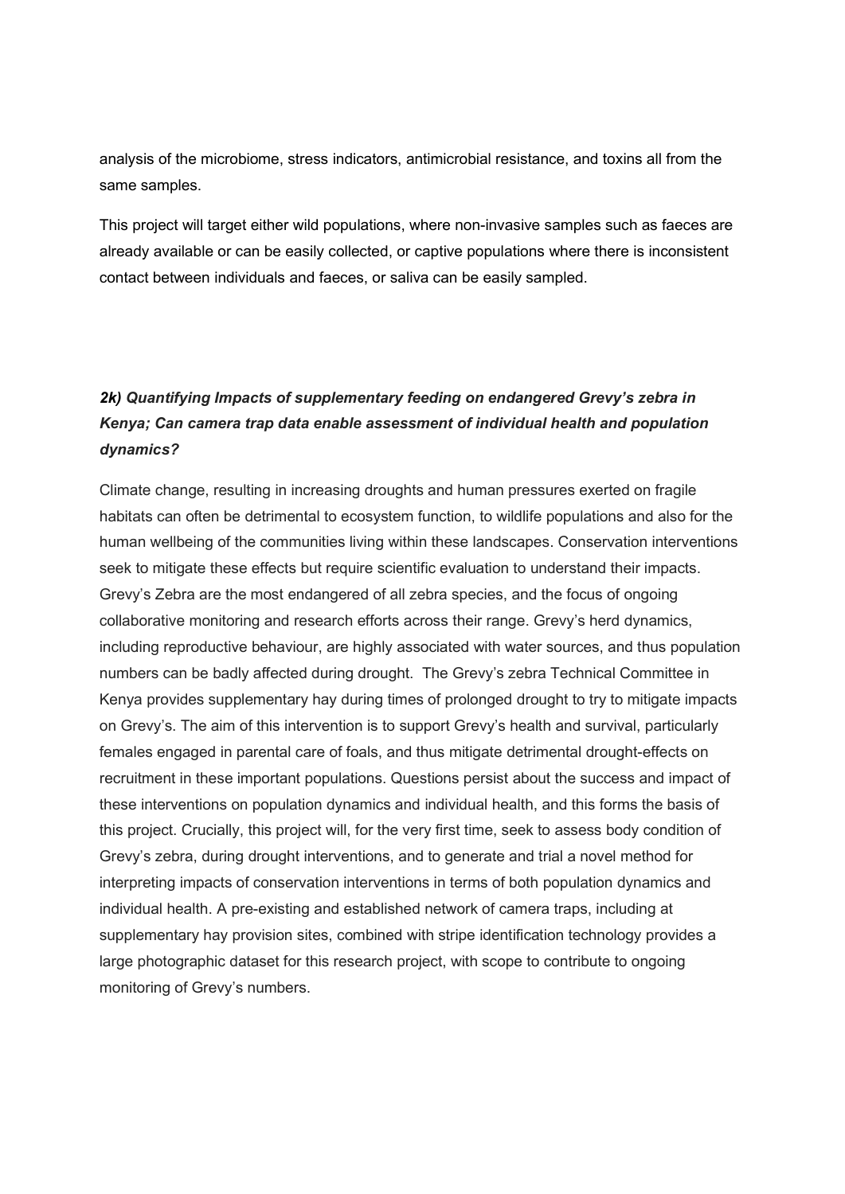analysis of the microbiome, stress indicators, antimicrobial resistance, and toxins all from the same samples.

This project will target either wild populations, where non-invasive samples such as faeces are already available or can be easily collected, or captive populations where there is inconsistent contact between individuals and faeces, or saliva can be easily sampled.

### *2k) Quantifying Impacts of supplementary feeding on endangered Grevy's zebra in Kenya; Can camera trap data enable assessment of individual health and population dynamics?*

Climate change, resulting in increasing droughts and human pressures exerted on fragile habitats can often be detrimental to ecosystem function, to wildlife populations and also for the human wellbeing of the communities living within these landscapes. Conservation interventions seek to mitigate these effects but require scientific evaluation to understand their impacts. Grevy's Zebra are the most endangered of all zebra species, and the focus of ongoing collaborative monitoring and research efforts across their range. Grevy's herd dynamics, including reproductive behaviour, are highly associated with water sources, and thus population numbers can be badly affected during drought. The Grevy's zebra Technical Committee in Kenya provides supplementary hay during times of prolonged drought to try to mitigate impacts on Grevy's. The aim of this intervention is to support Grevy's health and survival, particularly females engaged in parental care of foals, and thus mitigate detrimental drought-effects on recruitment in these important populations. Questions persist about the success and impact of these interventions on population dynamics and individual health, and this forms the basis of this project. Crucially, this project will, for the very first time, seek to assess body condition of Grevy's zebra, during drought interventions, and to generate and trial a novel method for interpreting impacts of conservation interventions in terms of both population dynamics and individual health. A pre-existing and established network of camera traps, including at supplementary hay provision sites, combined with stripe identification technology provides a large photographic dataset for this research project, with scope to contribute to ongoing monitoring of Grevy's numbers.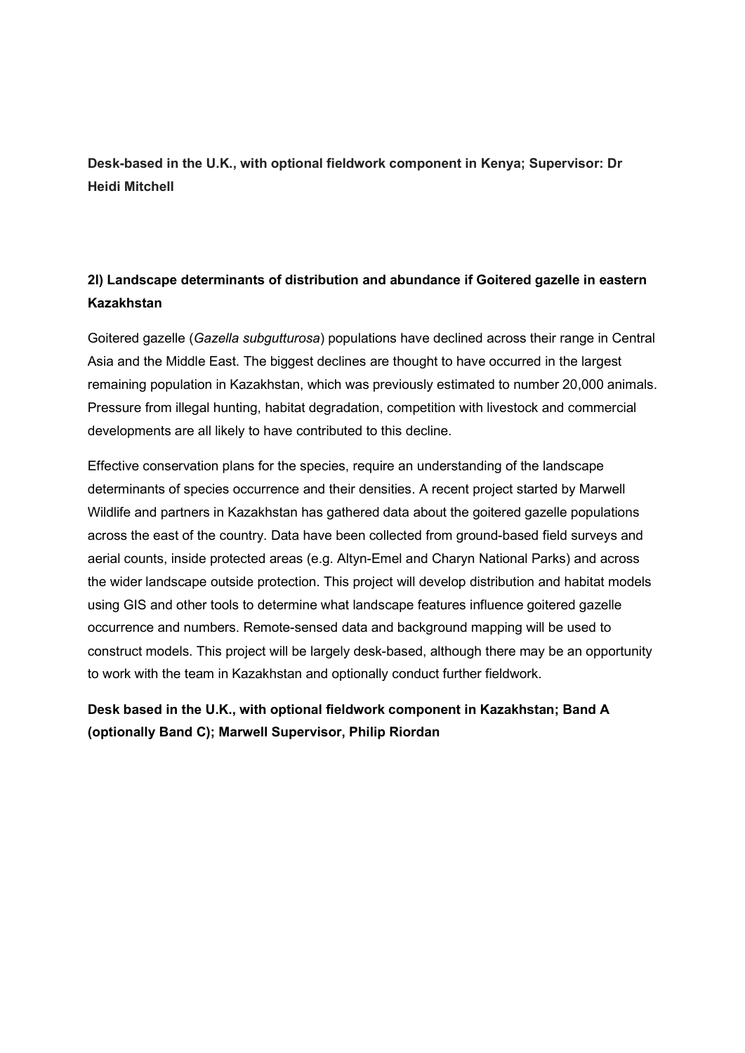**Desk-based in the U.K., with optional fieldwork component in Kenya; Supervisor: Dr Heidi Mitchell**

### 2l) Landscape determinants of distribution and abundance if Goitered gazelle in eastern Kazakhstan

Goitered gazelle (*Gazella subgutturosa*) populations have declined across their range in Central Asia and the Middle East. The biggest declines are thought to have occurred in the largest remaining population in Kazakhstan, which was previously estimated to number 20,000 animals. Pressure from illegal hunting, habitat degradation, competition with livestock and commercial developments are all likely to have contributed to this decline.

Effective conservation plans for the species, require an understanding of the landscape determinants of species occurrence and their densities. A recent project started by Marwell Wildlife and partners in Kazakhstan has gathered data about the goitered gazelle populations across the east of the country. Data have been collected from ground-based field surveys and aerial counts, inside protected areas (e.g. Altyn-Emel and Charyn National Parks) and across the wider landscape outside protection. This project will develop distribution and habitat models using GIS and other tools to determine what landscape features influence goitered gazelle occurrence and numbers. Remote-sensed data and background mapping will be used to construct models. This project will be largely desk-based, although there may be an opportunity to work with the team in Kazakhstan and optionally conduct further fieldwork.

**Desk based in the U.K., with optional fieldwork component in Kazakhstan; Band A (optionally Band C); Marwell Supervisor, Philip Riordan**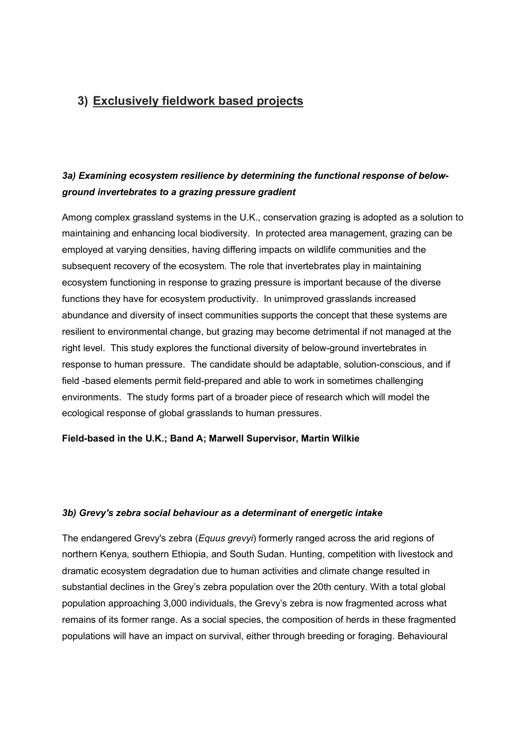## 3) Exclusively fieldwork based projects

### *3a) Examining ecosystem resilience by determining the functional response of below-ground invertebrates to a grazing pressure gradient*

Among complex grassland systems in the U.K., conservation grazing is adopted as a solution to maintaining and enhancing local biodiversity. In protected area management, grazing can be employed at varying densities, having differing impacts on wildlife communities and the subsequent recovery of the ecosystem. The role that invertebrates play in maintaining ecosystem functioning in response to grazing pressure is important because of the diverse functions they have for ecosystem productivity. In unimproved grasslands increased abundance and diversity of insect communities supports the concept that these systems are resilient to environmental change, but grazing may become detrimental if not managed at the right level. This study explores the functional diversity of below-ground invertebrates in response to human pressure. The candidate should be adaptable, solution-conscious, and if field -based elements permit field-prepared and able to work in sometimes challenging environments. The study forms part of a broader piece of research which will model the ecological response of global grasslands to human pressures.

**Field-based in the U.K.; Band A; Marwell Supervisor, Martin Wilkie**

### *3b) Grevy's zebra social behaviour as a determinant of energetic intake*

The endangered Grevy's zebra (*Equus grevyi*) formerly ranged across the arid regions of northern Kenya, southern Ethiopia, and South Sudan. Hunting, competition with livestock and dramatic ecosystem degradation due to human activities and climate change resulted in substantial declines in the Grey's zebra population over the 20th century. With a total global population approaching 3,000 individuals, the Grevy's zebra is now fragmented across what remains of its former range. As a social species, the composition of herds in these fragmented populations will have an impact on survival, either through breeding or foraging. Behavioural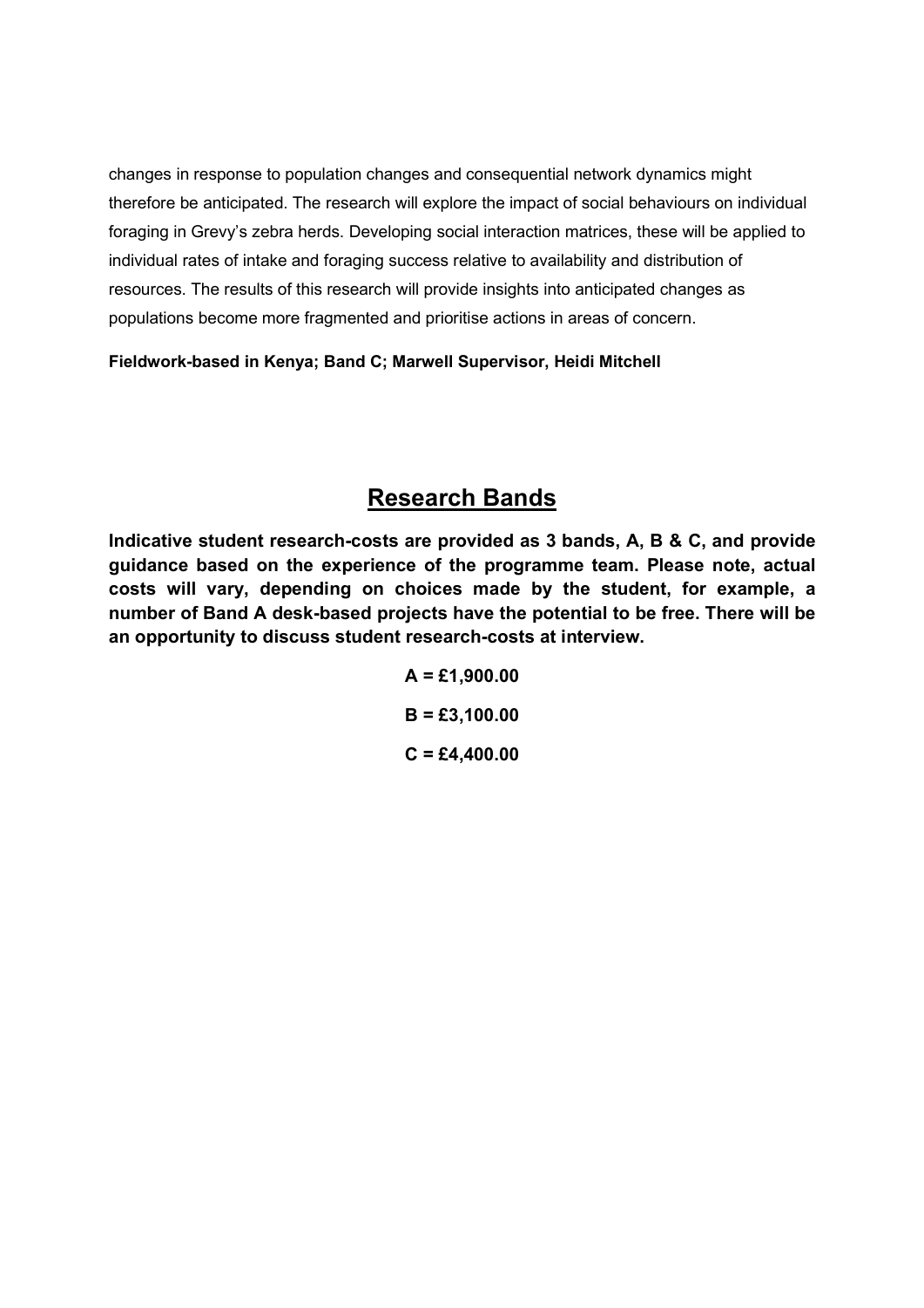changes in response to population changes and consequential network dynamics might therefore be anticipated. The research will explore the impact of social behaviours on individual foraging in Grevy's zebra herds. Developing social interaction matrices, these will be applied to individual rates of intake and foraging success relative to availability and distribution of resources. The results of this research will provide insights into anticipated changes as populations become more fragmented and prioritise actions in areas of concern.

**Fieldwork-based in Kenya; Band C; Marwell Supervisor, Heidi Mitchell**

## Research Bands

**Indicative student research-costs are provided as 3 bands, A, B & C, and provide guidance based on the experience of the programme team. Please note, actual costs will vary, depending on choices made by the student, for example, a number of Band A desk-based projects have the potential to be free. There will be an opportunity to discuss student research-costs at interview.**

**A = £1,900.00**

**B = £3,100.00**

**C = £4,400.00**